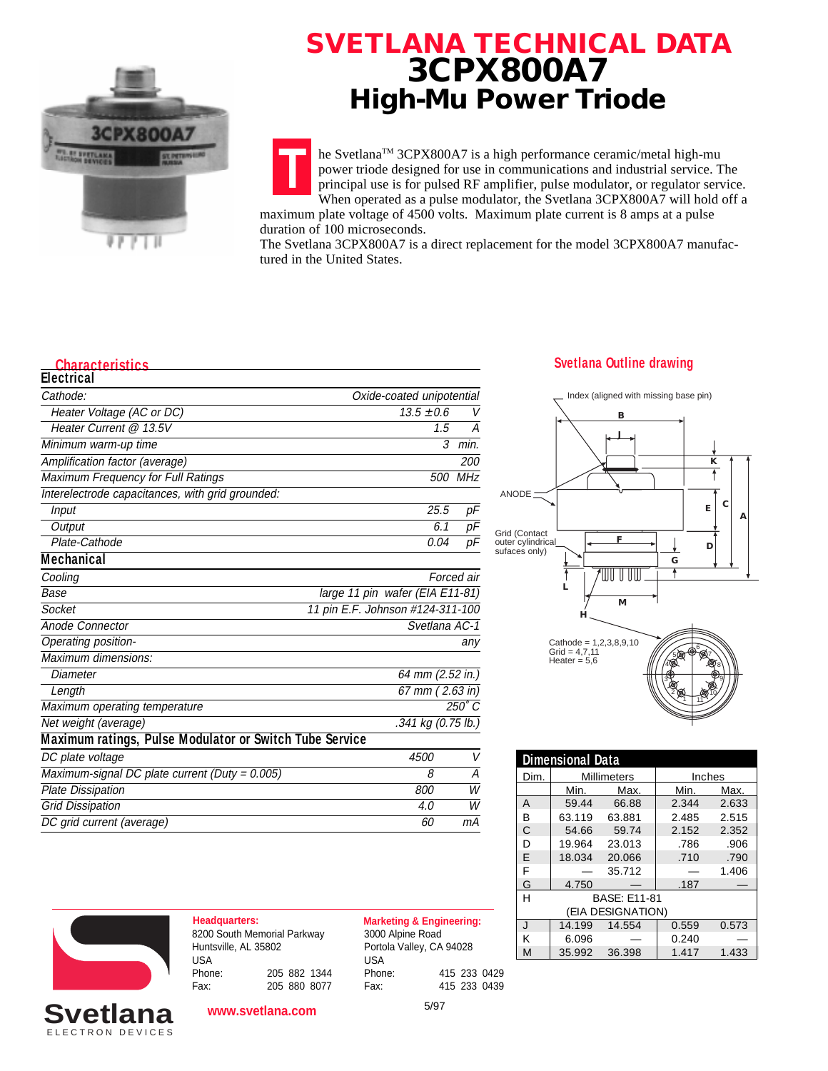# SVETLANA TECHNICAL DATA
# 3CPX800A7
## High-Mu Power Triode

The Svetlana[TM] 3CPX800A7 is a high performance ceramic/metal high-mu power triode designed for use in communications and industrial service. The principal use is for pulsed RF amplifier, pulse modulator, or regulator service. When operated as a pulse modulator, the Svetlana 3CPX800A7 will hold off a maximum plate voltage of 4500 volts. Maximum plate current is 8 amps at a pulse duration of 100 microseconds.

The Svetlana 3CPX800A7 is a direct replacement for the model 3CPX800A7 manufactured in the United States.

### Characteristics

**Electrical**

| | | |
|---|---|---|
| Cathode: | Oxide-coated unipotential | |
| Heater Voltage (AC or DC) | 13.5 ± 0.6 | V |
| Heater Current @ 13.5V | 1.5 | A |
| Minimum warm-up time | 3 | min. |
| Amplification factor (average) | 200 | |
| Maximum Frequency for Full Ratings | 500 | MHz |
| Interelectrode capacitances, with grid grounded: | | |
| Input | 25.5 | pF |
| Output | 6.1 | pF |
| Plate-Cathode | 0.04 | pF |

**Mechanical**

| | |
|---|---|
| Cooling | Forced air |
| Base | large 11 pin wafer (EIA E11-81) |
| Socket | 11 pin E.F. Johnson #124-311-100 |
| Anode Connector | Svetlana AC-1 |
| Operating position- | any |
| Maximum dimensions: | |
| Diameter | 64 mm (2.52 in.) |
| Length | 67 mm ( 2.63 in) |
| Maximum operating temperature | 250° C |
| Net weight (average) | .341 kg (0.75 lb.) |

**Maximum ratings, Pulse Modulator or Switch Tube Service**

| | | |
|---|---|---|
| DC plate voltage | 4500 | V |
| Maximum-signal DC plate current (Duty = 0.005) | 8 | A |
| Plate Dissipation | 800 | W |
| Grid Dissipation | 4.0 | W |
| DC grid current (average) | 60 | mA |

### Svetlana Outline drawing

Index (aligned with missing base pin)

ANODE

Grid (Contact outer cylindrical sufaces only)

Cathode = 1,2,3,8,9,10
Grid = 4,7,11
Heater = 5,6

### Dimensional Data

| Dim. | Millimeters Min. | Millimeters Max. | Inches Min. | Inches Max. |
|---|---|---|---|---|
| A | 59.44 | 66.88 | 2.344 | 2.633 |
| B | 63.119 | 63.881 | 2.485 | 2.515 |
| C | 54.66 | 59.74 | 2.152 | 2.352 |
| D | 19.964 | 23.013 | .786 | .906 |
| E | 18.034 | 20.066 | .710 | .790 |
| F | — | 35.712 | — | 1.406 |
| G | 4.750 | — | .187 | — |
| H | BASE: E11-81 (EIA DESIGNATION) | | | |
| J | 14.199 | 14.554 | 0.559 | 0.573 |
| K | 6.096 | — | 0.240 | — |
| M | 35.992 | 36.398 | 1.417 | 1.433 |

**Headquarters:**
8200 South Memorial Parkway
Huntsville, AL 35802
USA
Phone: 205 882 1344
Fax: 205 880 8077

**Marketing & Engineering:**
3000 Alpine Road
Portola Valley, CA 94028
USA
Phone: 415 233 0429
Fax: 415 233 0439

Svetlana ELECTRON DEVICES

www.svetlana.com

5/97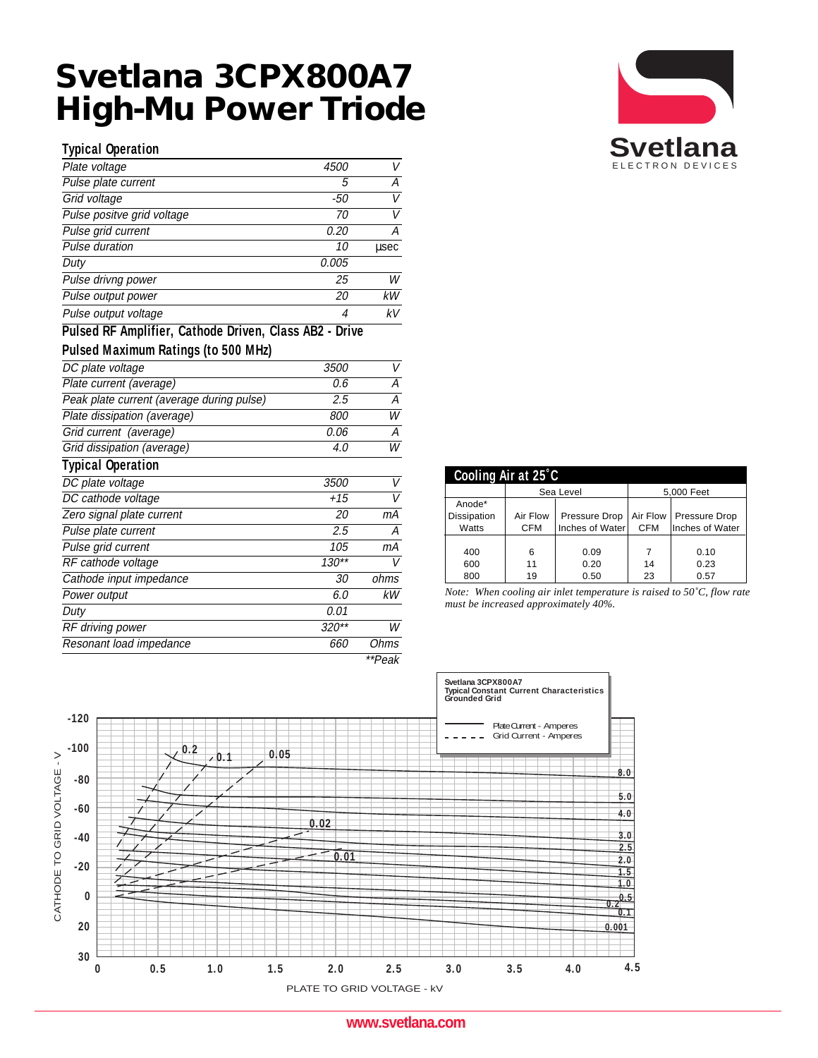# Svetlana 3CPX800A7 High-Mu Power Triode

Svetlana
ELECTRON DEVICES

### Typical Operation

| | | |
|---|---|---|
| *Plate voltage* | *4500* | *V* |
| *Pulse plate current* | *5* | *A* |
| *Grid voltage* | *-50* | *V* |
| *Pulse positve grid voltage* | *70* | *V* |
| *Pulse grid current* | *0.20* | *A* |
| *Pulse duration* | *10* | µsec |
| *Duty* | *0.005* | |
| *Pulse drivng power* | *25* | *W* |
| *Pulse output power* | *20* | *kW* |
| *Pulse output voltage* | *4* | *kV* |

### Pulsed RF Amplifier, Cathode Driven, Class AB2 - Drive

### Pulsed Maximum Ratings (to 500 MHz)

| | | |
|---|---|---|
| *DC plate voltage* | *3500* | *V* |
| *Plate current (average)* | *0.6* | *A* |
| *Peak plate current (average during pulse)* | *2.5* | *A* |
| *Plate dissipation (average)* | *800* | *W* |
| *Grid current (average)* | *0.06* | *A* |
| *Grid dissipation (average)* | *4.0* | *W* |

### Typical Operation

| | | |
|---|---|---|
| *DC plate voltage* | *3500* | *V* |
| *DC cathode voltage* | *+15* | *V* |
| *Zero signal plate current* | *20* | *mA* |
| *Pulse plate current* | *2.5* | *A* |
| *Pulse grid current* | *105* | *mA* |
| *RF cathode voltage* | *130\*\** | *V* |
| *Cathode input impedance* | *30* | *ohms* |
| *Power output* | *6.0* | *kW* |
| *Duty* | *0.01* | |
| *RF driving power* | *320\*\** | *W* |
| *Resonant load impedance* | *660* | *Ohms* |

*\*\*Peak*

### Cooling Air at 25˚C

| | Sea Level | | 5,000 Feet | |
|---|---|---|---|---|
| Anode* Dissipation Watts | Air Flow CFM | Pressure Drop Inches of Water | Air Flow CFM | Pressure Drop Inches of Water |
| 400 | 6 | 0.09 | 7 | 0.10 |
| 600 | 11 | 0.20 | 14 | 0.23 |
| 800 | 19 | 0.50 | 23 | 0.57 |

*Note: When cooling air inlet temperature is raised to 50˚C, flow rate must be increased approximately 40%.*

Svetlana 3CPX800A7
Typical Constant Current Characteristics
Grounded Grid

Plate Current - Amperes
Grid Current - Amperes

0.2
0.1
0.05
0.02
0.01
8.0
5.0
4.0
3.0
2.5
2.0
1.5
1.0
0.5
0.2
0.1
0.001

CATHODE TO GRID VOLTAGE - V
-120
-100
-80
-60
-40
-20
0
20
30

0
0.5
1.0
1.5
2.0
2.5
3.0
3.5
4.0
4.5

PLATE TO GRID VOLTAGE - kV

www.svetlana.com